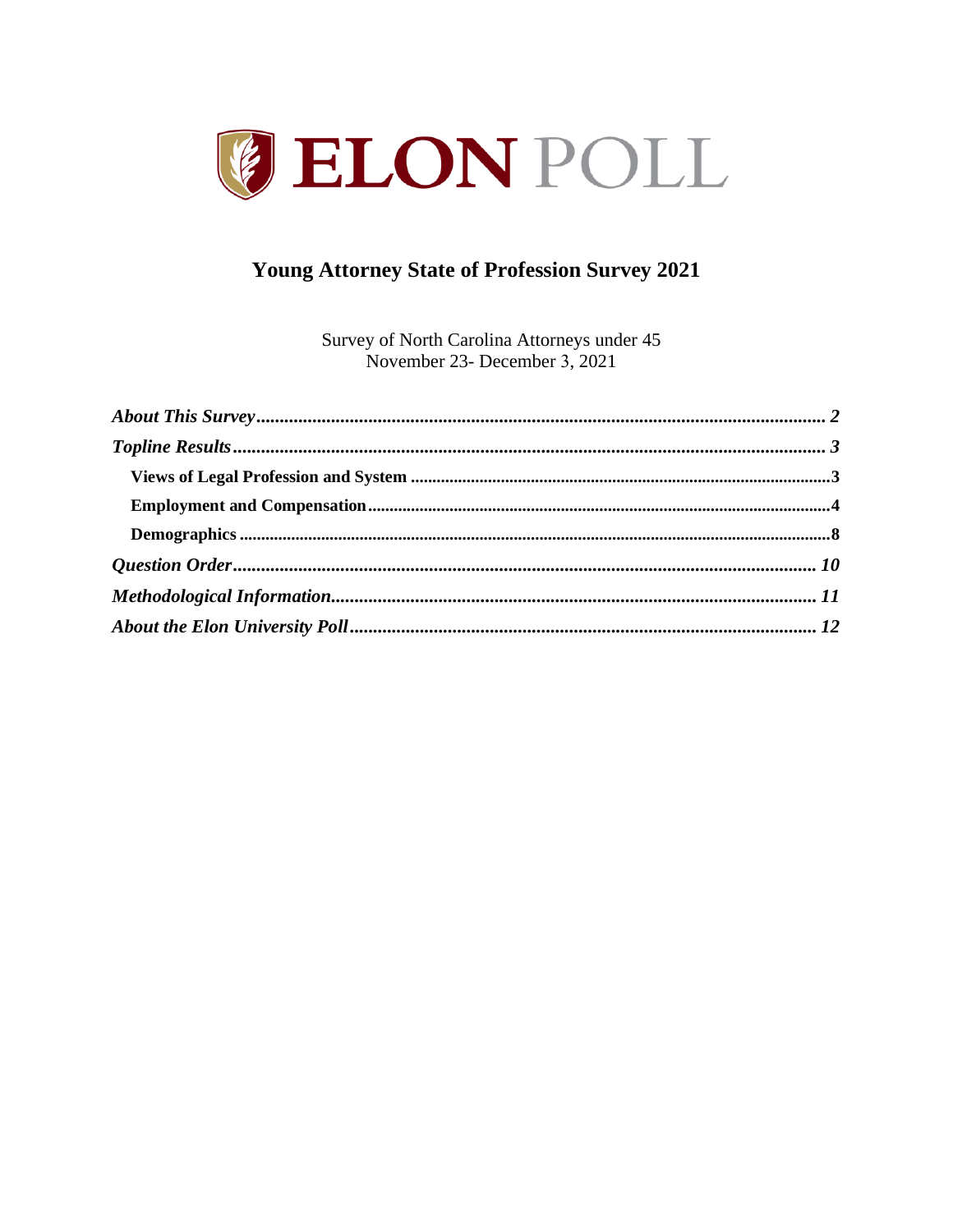# ELON POLL

## Young Attorney State of Profession Survey 2021

Survey of North Carolina Attorneys under 45
November 23- December 3, 2021

- *About This Survey* ..... 2
- *Topline Results* ..... 3
  - **Views of Legal Profession and System** ..... 3
  - **Employment and Compensation** ..... 4
  - **Demographics** ..... 8
- *Question Order* ..... 10
- *Methodological Information* ..... 11
- *About the Elon University Poll* ..... 12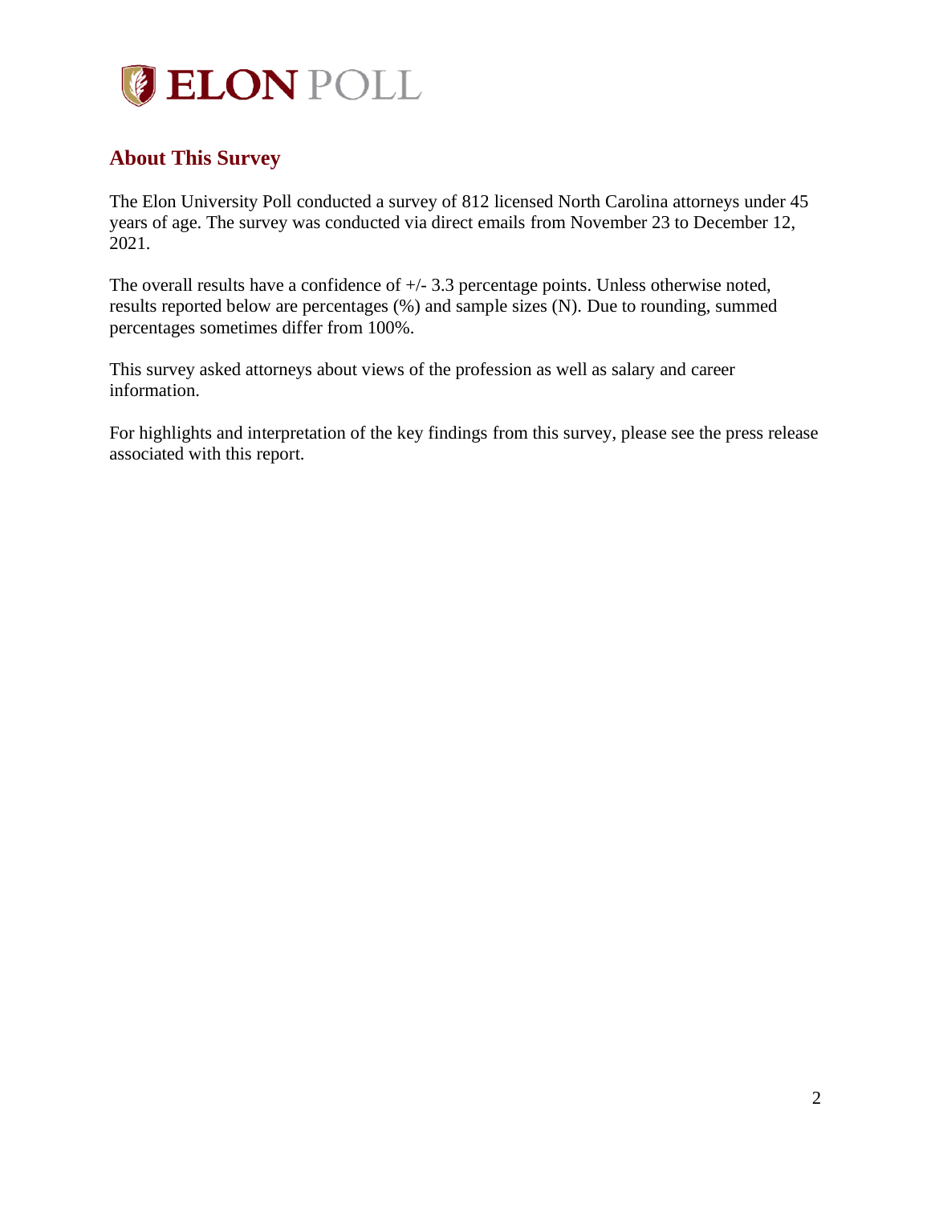## About This Survey

The Elon University Poll conducted a survey of 812 licensed North Carolina attorneys under 45 years of age. The survey was conducted via direct emails from November 23 to December 12, 2021.

The overall results have a confidence of +/- 3.3 percentage points. Unless otherwise noted, results reported below are percentages (%) and sample sizes (N). Due to rounding, summed percentages sometimes differ from 100%.

This survey asked attorneys about views of the profession as well as salary and career information.

For highlights and interpretation of the key findings from this survey, please see the press release associated with this report.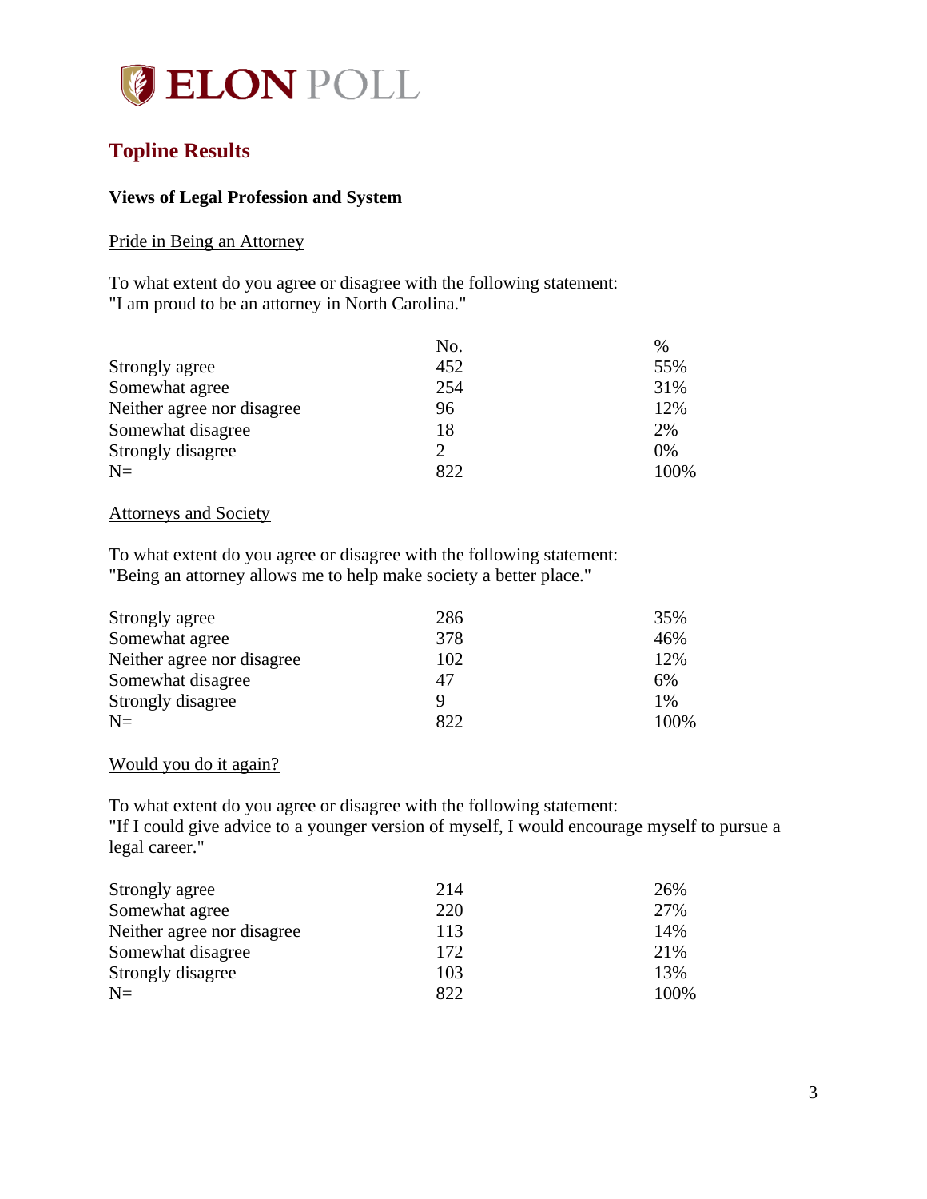ELON POLL

## Topline Results

### Views of Legal Profession and System

Pride in Being an Attorney

To what extent do you agree or disagree with the following statement:
"I am proud to be an attorney in North Carolina."

| | No. | % |
|---|---|---|
| Strongly agree | 452 | 55% |
| Somewhat agree | 254 | 31% |
| Neither agree nor disagree | 96 | 12% |
| Somewhat disagree | 18 | 2% |
| Strongly disagree | 2 | 0% |
| N= | 822 | 100% |

Attorneys and Society

To what extent do you agree or disagree with the following statement:
"Being an attorney allows me to help make society a better place."

| | No. | % |
|---|---|---|
| Strongly agree | 286 | 35% |
| Somewhat agree | 378 | 46% |
| Neither agree nor disagree | 102 | 12% |
| Somewhat disagree | 47 | 6% |
| Strongly disagree | 9 | 1% |
| N= | 822 | 100% |

Would you do it again?

To what extent do you agree or disagree with the following statement:
"If I could give advice to a younger version of myself, I would encourage myself to pursue a legal career."

| | No. | % |
|---|---|---|
| Strongly agree | 214 | 26% |
| Somewhat agree | 220 | 27% |
| Neither agree nor disagree | 113 | 14% |
| Somewhat disagree | 172 | 21% |
| Strongly disagree | 103 | 13% |
| N= | 822 | 100% |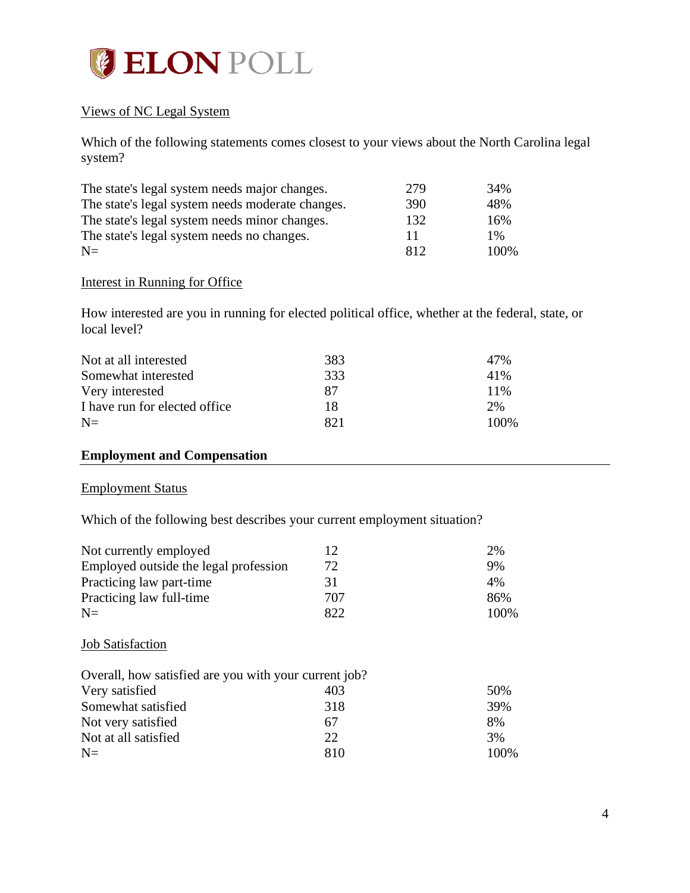ELON POLL

Views of NC Legal System

Which of the following statements comes closest to your views about the North Carolina legal system?

| | | |
|---|---|---|
| The state's legal system needs major changes. | 279 | 34% |
| The state's legal system needs moderate changes. | 390 | 48% |
| The state's legal system needs minor changes. | 132 | 16% |
| The state's legal system needs no changes. | 11 | 1% |
| N= | 812 | 100% |

Interest in Running for Office

How interested are you in running for elected political office, whether at the federal, state, or local level?

| | | |
|---|---|---|
| Not at all interested | 383 | 47% |
| Somewhat interested | 333 | 41% |
| Very interested | 87 | 11% |
| I have run for elected office | 18 | 2% |
| N= | 821 | 100% |

## Employment and Compensation

Employment Status

Which of the following best describes your current employment situation?

| | | |
|---|---|---|
| Not currently employed | 12 | 2% |
| Employed outside the legal profession | 72 | 9% |
| Practicing law part-time | 31 | 4% |
| Practicing law full-time | 707 | 86% |
| N= | 822 | 100% |

Job Satisfaction

Overall, how satisfied are you with your current job?

| | | |
|---|---|---|
| Very satisfied | 403 | 50% |
| Somewhat satisfied | 318 | 39% |
| Not very satisfied | 67 | 8% |
| Not at all satisfied | 22 | 3% |
| N= | 810 | 100% |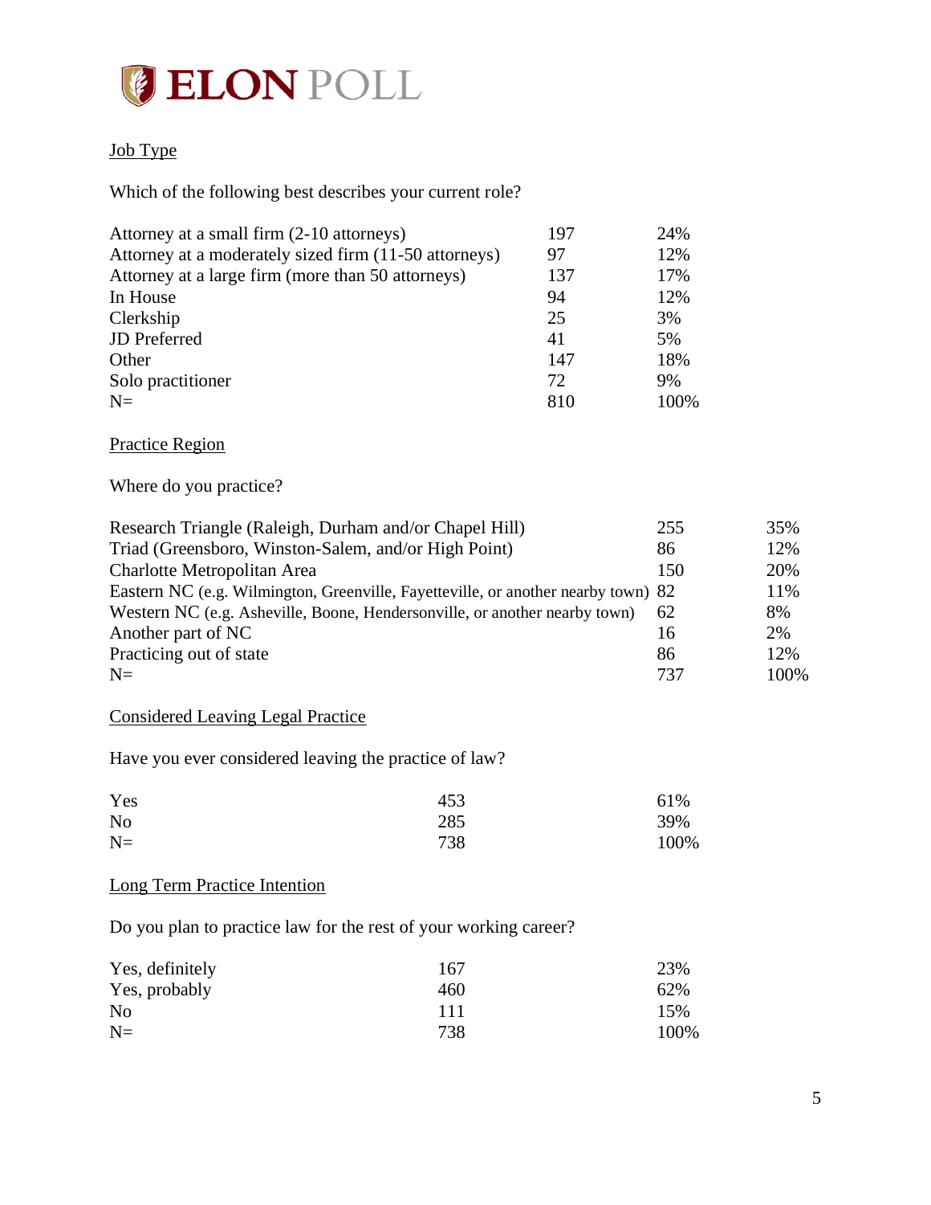## Job Type

Which of the following best describes your current role?

| | | |
|---|---|---|
| Attorney at a small firm (2-10 attorneys) | 197 | 24% |
| Attorney at a moderately sized firm (11-50 attorneys) | 97 | 12% |
| Attorney at a large firm (more than 50 attorneys) | 137 | 17% |
| In House | 94 | 12% |
| Clerkship | 25 | 3% |
| JD Preferred | 41 | 5% |
| Other | 147 | 18% |
| Solo practitioner | 72 | 9% |
| N= | 810 | 100% |

## Practice Region

Where do you practice?

| | | |
|---|---|---|
| Research Triangle (Raleigh, Durham and/or Chapel Hill) | 255 | 35% |
| Triad (Greensboro, Winston-Salem, and/or High Point) | 86 | 12% |
| Charlotte Metropolitan Area | 150 | 20% |
| Eastern NC (e.g. Wilmington, Greenville, Fayetteville, or another nearby town) | 82 | 11% |
| Western NC (e.g. Asheville, Boone, Hendersonville, or another nearby town) | 62 | 8% |
| Another part of NC | 16 | 2% |
| Practicing out of state | 86 | 12% |
| N= | 737 | 100% |

## Considered Leaving Legal Practice

Have you ever considered leaving the practice of law?

| | | |
|---|---|---|
| Yes | 453 | 61% |
| No | 285 | 39% |
| N= | 738 | 100% |

## Long Term Practice Intention

Do you plan to practice law for the rest of your working career?

| | | |
|---|---|---|
| Yes, definitely | 167 | 23% |
| Yes, probably | 460 | 62% |
| No | 111 | 15% |
| N= | 738 | 100% |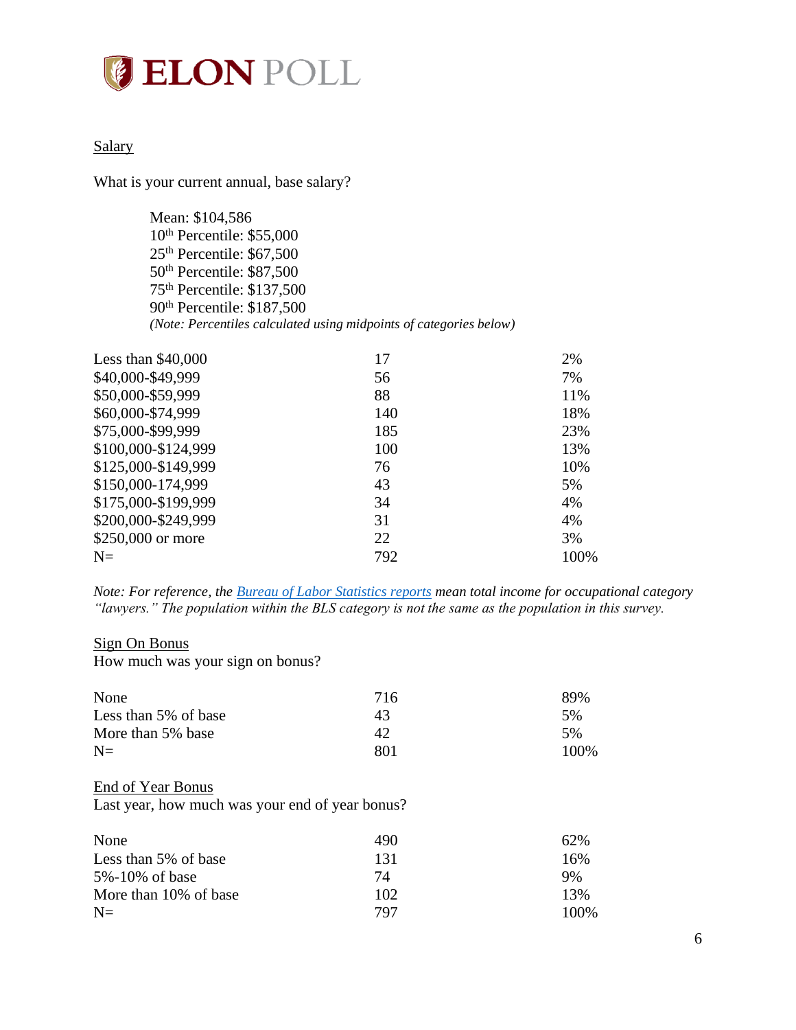ELON POLL

Salary

What is your current annual, base salary?

Mean: $104,586
10th Percentile: $55,000
25th Percentile: $67,500
50th Percentile: $87,500
75th Percentile: $137,500
90th Percentile: $187,500
*(Note: Percentiles calculated using midpoints of categories below)*

| | | |
|---|---|---|
| Less than $40,000 | 17 | 2% |
| $40,000-$49,999 | 56 | 7% |
| $50,000-$59,999 | 88 | 11% |
| $60,000-$74,999 | 140 | 18% |
| $75,000-$99,999 | 185 | 23% |
| $100,000-$124,999 | 100 | 13% |
| $125,000-$149,999 | 76 | 10% |
| $150,000-174,999 | 43 | 5% |
| $175,000-$199,999 | 34 | 4% |
| $200,000-$249,999 | 31 | 4% |
| $250,000 or more | 22 | 3% |
| N= | 792 | 100% |

*Note: For reference, the Bureau of Labor Statistics reports mean total income for occupational category "lawyers." The population within the BLS category is not the same as the population in this survey.*

Sign On Bonus

How much was your sign on bonus?

| | | |
|---|---|---|
| None | 716 | 89% |
| Less than 5% of base | 43 | 5% |
| More than 5% base | 42 | 5% |
| N= | 801 | 100% |

End of Year Bonus

Last year, how much was your end of year bonus?

| | | |
|---|---|---|
| None | 490 | 62% |
| Less than 5% of base | 131 | 16% |
| 5%-10% of base | 74 | 9% |
| More than 10% of base | 102 | 13% |
| N= | 797 | 100% |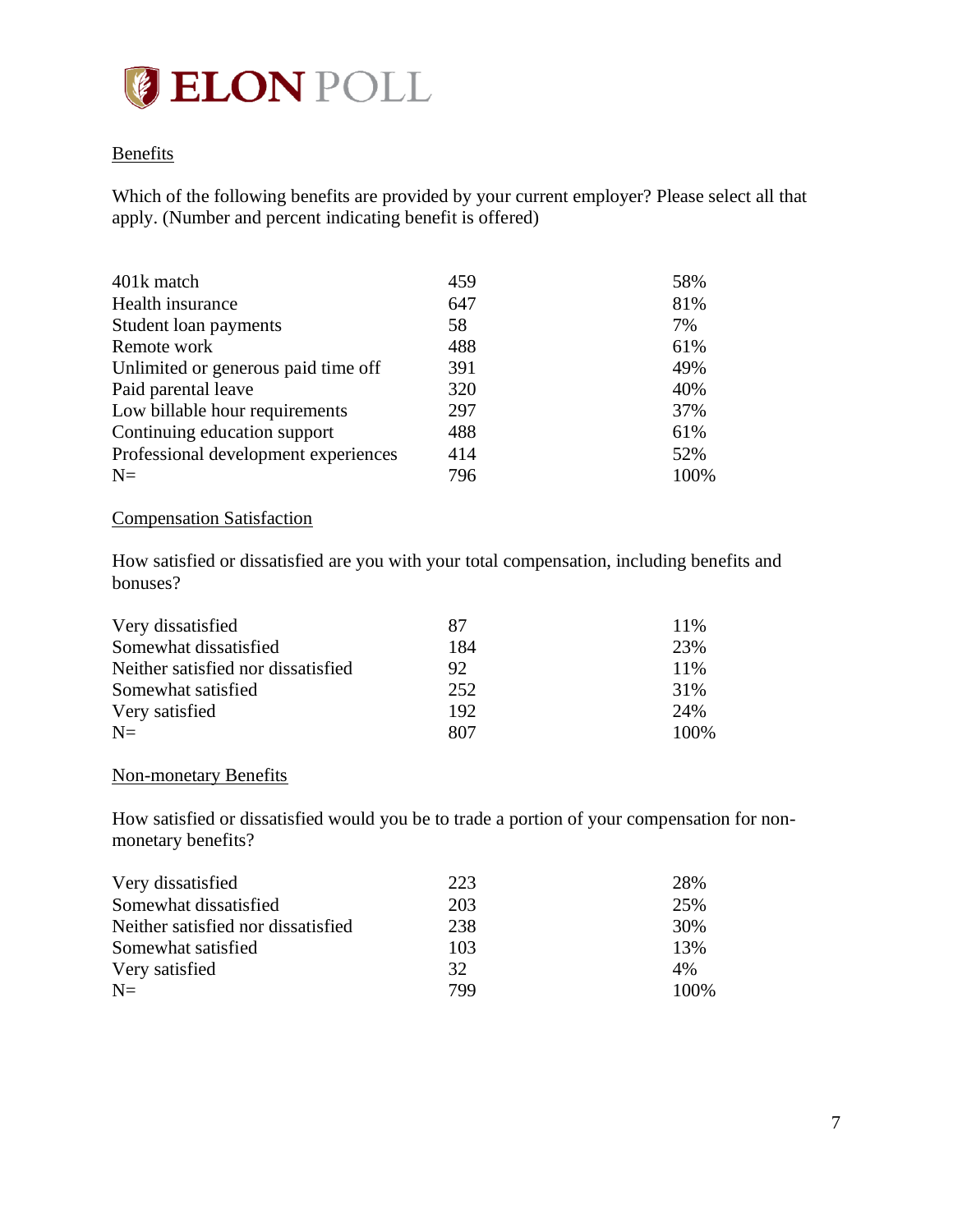## Benefits

Which of the following benefits are provided by your current employer? Please select all that apply. (Number and percent indicating benefit is offered)

| | | |
|---|---|---|
| 401k match | 459 | 58% |
| Health insurance | 647 | 81% |
| Student loan payments | 58 | 7% |
| Remote work | 488 | 61% |
| Unlimited or generous paid time off | 391 | 49% |
| Paid parental leave | 320 | 40% |
| Low billable hour requirements | 297 | 37% |
| Continuing education support | 488 | 61% |
| Professional development experiences | 414 | 52% |
| N= | 796 | 100% |

## Compensation Satisfaction

How satisfied or dissatisfied are you with your total compensation, including benefits and bonuses?

| | | |
|---|---|---|
| Very dissatisfied | 87 | 11% |
| Somewhat dissatisfied | 184 | 23% |
| Neither satisfied nor dissatisfied | 92 | 11% |
| Somewhat satisfied | 252 | 31% |
| Very satisfied | 192 | 24% |
| N= | 807 | 100% |

## Non-monetary Benefits

How satisfied or dissatisfied would you be to trade a portion of your compensation for non-monetary benefits?

| | | |
|---|---|---|
| Very dissatisfied | 223 | 28% |
| Somewhat dissatisfied | 203 | 25% |
| Neither satisfied nor dissatisfied | 238 | 30% |
| Somewhat satisfied | 103 | 13% |
| Very satisfied | 32 | 4% |
| N= | 799 | 100% |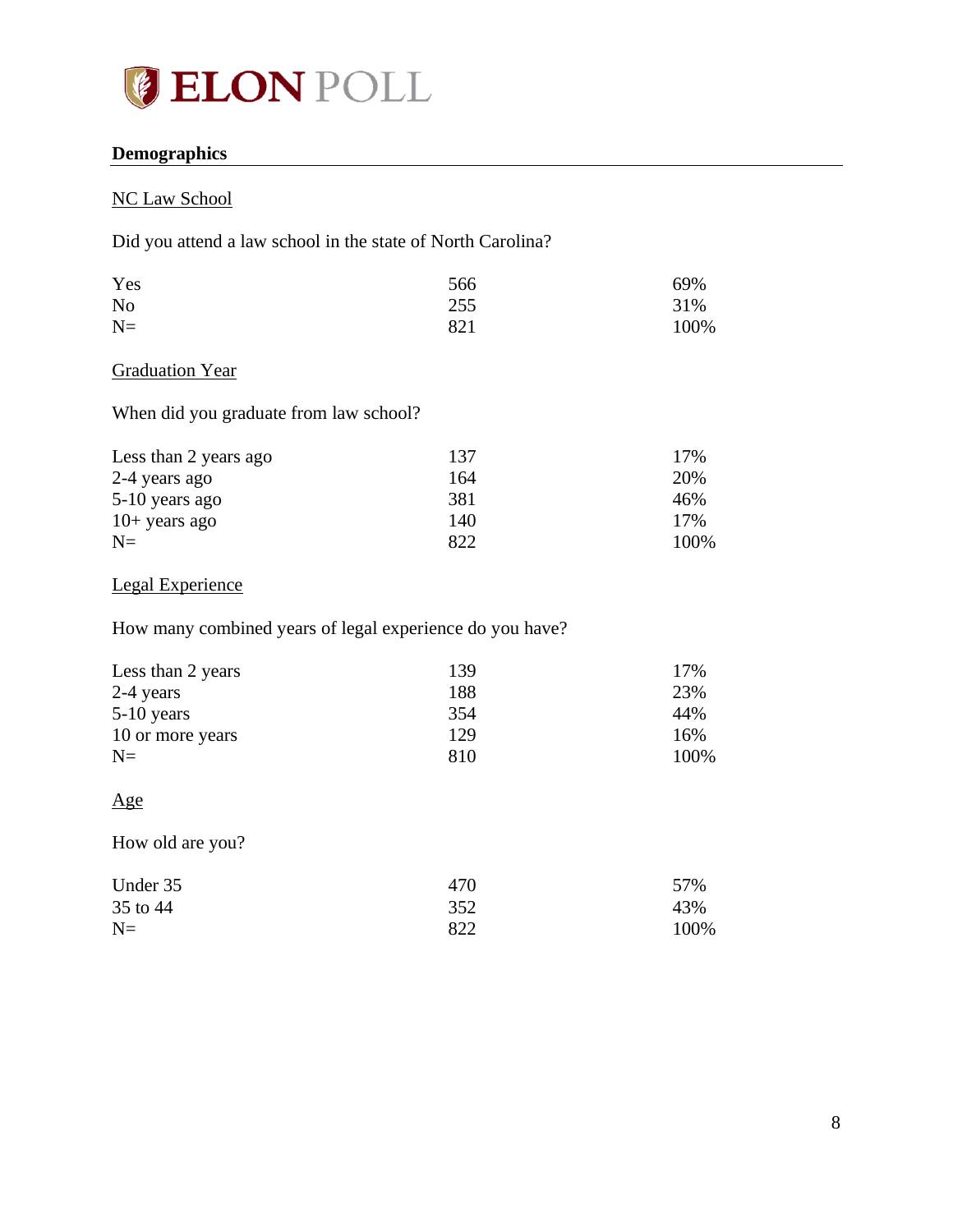## Demographics

### NC Law School

Did you attend a law school in the state of North Carolina?

| | | |
|---|---|---|
| Yes | 566 | 69% |
| No | 255 | 31% |
| N= | 821 | 100% |

### Graduation Year

When did you graduate from law school?

| | | |
|---|---|---|
| Less than 2 years ago | 137 | 17% |
| 2-4 years ago | 164 | 20% |
| 5-10 years ago | 381 | 46% |
| 10+ years ago | 140 | 17% |
| N= | 822 | 100% |

### Legal Experience

How many combined years of legal experience do you have?

| | | |
|---|---|---|
| Less than 2 years | 139 | 17% |
| 2-4 years | 188 | 23% |
| 5-10 years | 354 | 44% |
| 10 or more years | 129 | 16% |
| N= | 810 | 100% |

### Age

How old are you?

| | | |
|---|---|---|
| Under 35 | 470 | 57% |
| 35 to 44 | 352 | 43% |
| N= | 822 | 100% |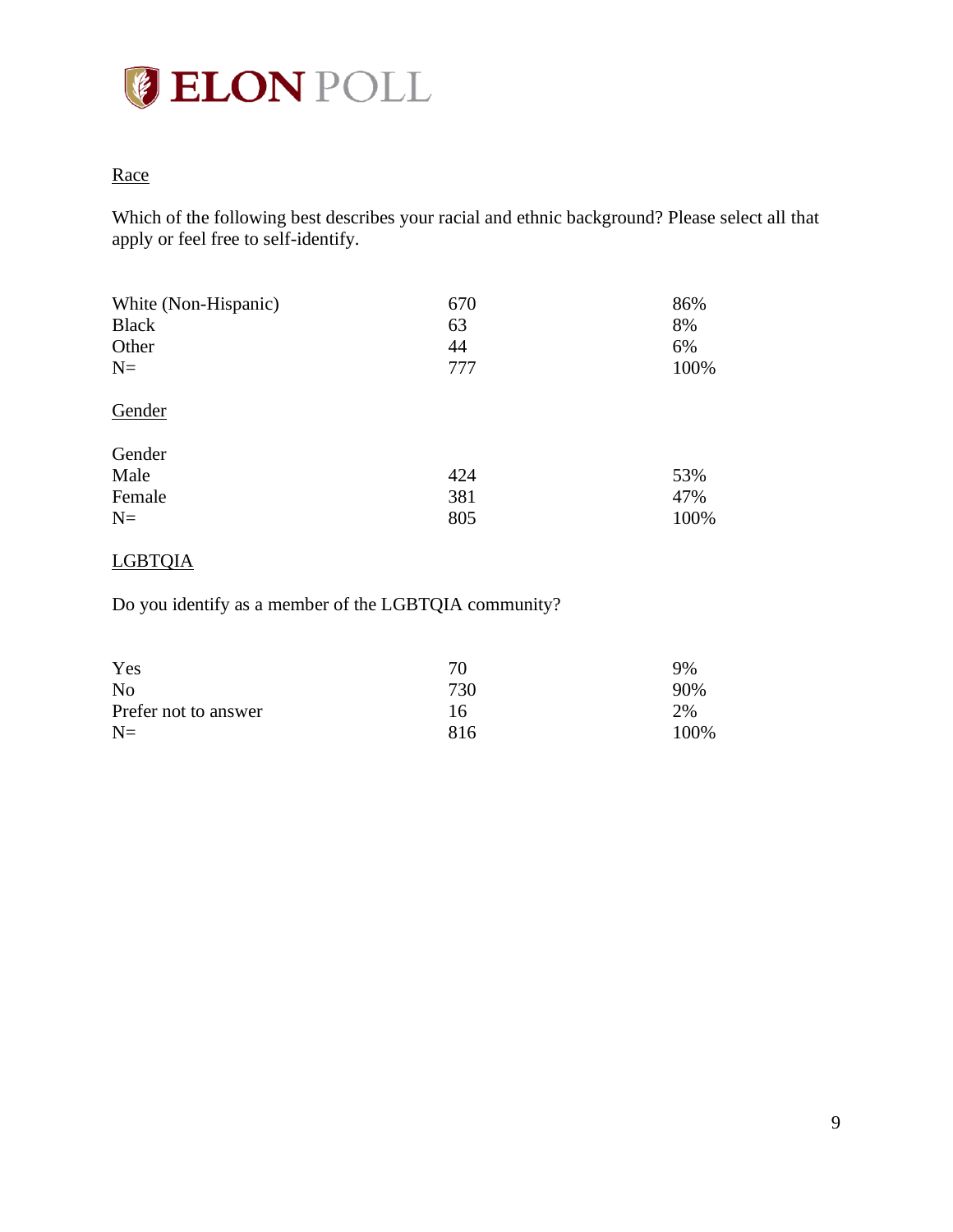ELON POLL

Race

Which of the following best describes your racial and ethnic background? Please select all that apply or feel free to self-identify.

| | | |
|---|---|---|
| White (Non-Hispanic) | 670 | 86% |
| Black | 63 | 8% |
| Other | 44 | 6% |
| N= | 777 | 100% |

Gender

| | | |
|---|---|---|
| Gender | | |
| Male | 424 | 53% |
| Female | 381 | 47% |
| N= | 805 | 100% |

LGBTQIA

Do you identify as a member of the LGBTQIA community?

| | | |
|---|---|---|
| Yes | 70 | 9% |
| No | 730 | 90% |
| Prefer not to answer | 16 | 2% |
| N= | 816 | 100% |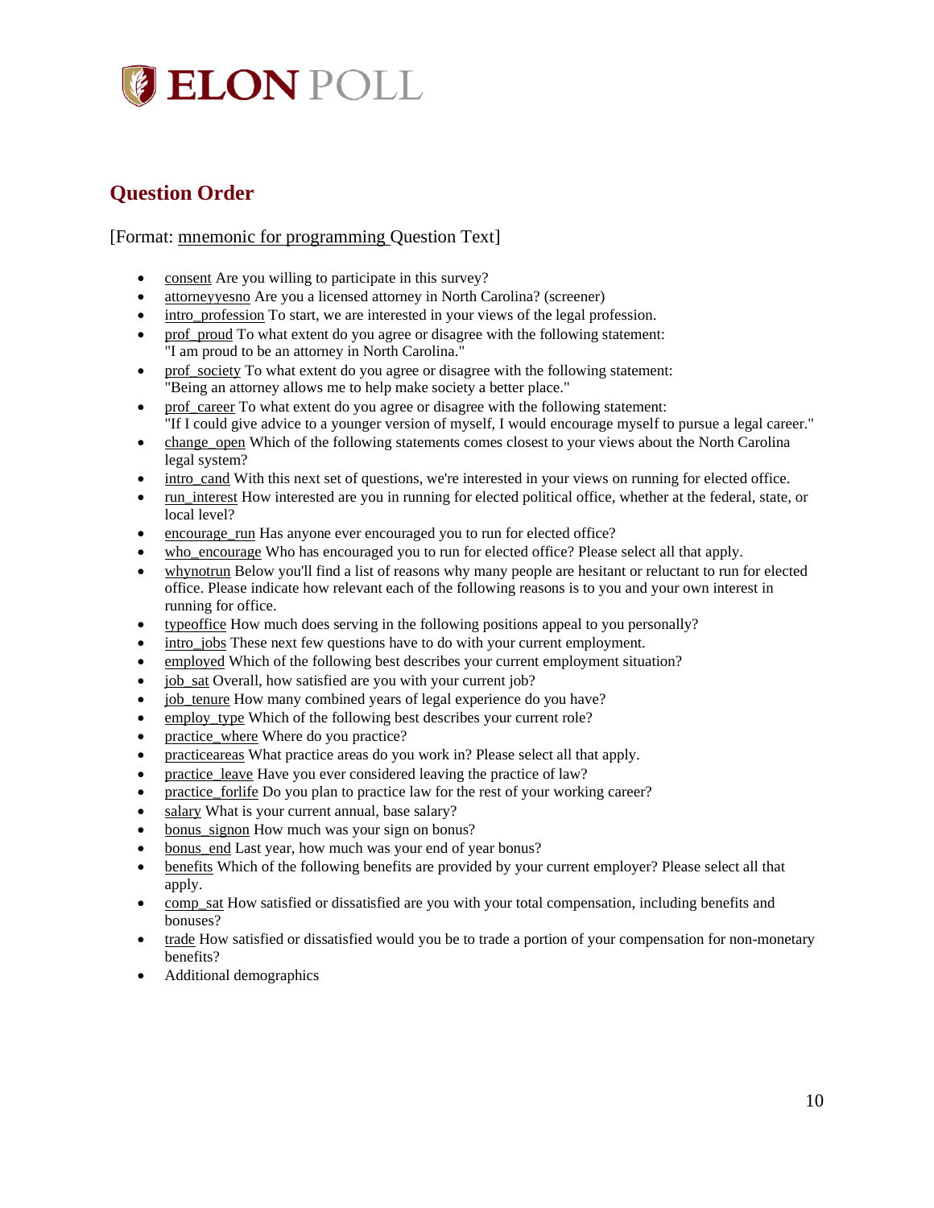## Question Order

[Format: mnemonic for programming Question Text]

- consent Are you willing to participate in this survey?
- attorneyyesno Are you a licensed attorney in North Carolina? (screener)
- intro_profession To start, we are interested in your views of the legal profession.
- prof_proud To what extent do you agree or disagree with the following statement: "I am proud to be an attorney in North Carolina."
- prof_society To what extent do you agree or disagree with the following statement: "Being an attorney allows me to help make society a better place."
- prof_career To what extent do you agree or disagree with the following statement: "If I could give advice to a younger version of myself, I would encourage myself to pursue a legal career."
- change_open Which of the following statements comes closest to your views about the North Carolina legal system?
- intro_cand With this next set of questions, we're interested in your views on running for elected office.
- run_interest How interested are you in running for elected political office, whether at the federal, state, or local level?
- encourage_run Has anyone ever encouraged you to run for elected office?
- who_encourage Who has encouraged you to run for elected office? Please select all that apply.
- whynotrun Below you'll find a list of reasons why many people are hesitant or reluctant to run for elected office. Please indicate how relevant each of the following reasons is to you and your own interest in running for office.
- typeoffice How much does serving in the following positions appeal to you personally?
- intro_jobs These next few questions have to do with your current employment.
- employed Which of the following best describes your current employment situation?
- job_sat Overall, how satisfied are you with your current job?
- job_tenure How many combined years of legal experience do you have?
- employ_type Which of the following best describes your current role?
- practice_where Where do you practice?
- practiceareas What practice areas do you work in? Please select all that apply.
- practice_leave Have you ever considered leaving the practice of law?
- practice_forlife Do you plan to practice law for the rest of your working career?
- salary What is your current annual, base salary?
- bonus_signon How much was your sign on bonus?
- bonus_end Last year, how much was your end of year bonus?
- benefits Which of the following benefits are provided by your current employer? Please select all that apply.
- comp_sat How satisfied or dissatisfied are you with your total compensation, including benefits and bonuses?
- trade How satisfied or dissatisfied would you be to trade a portion of your compensation for non-monetary benefits?
- Additional demographics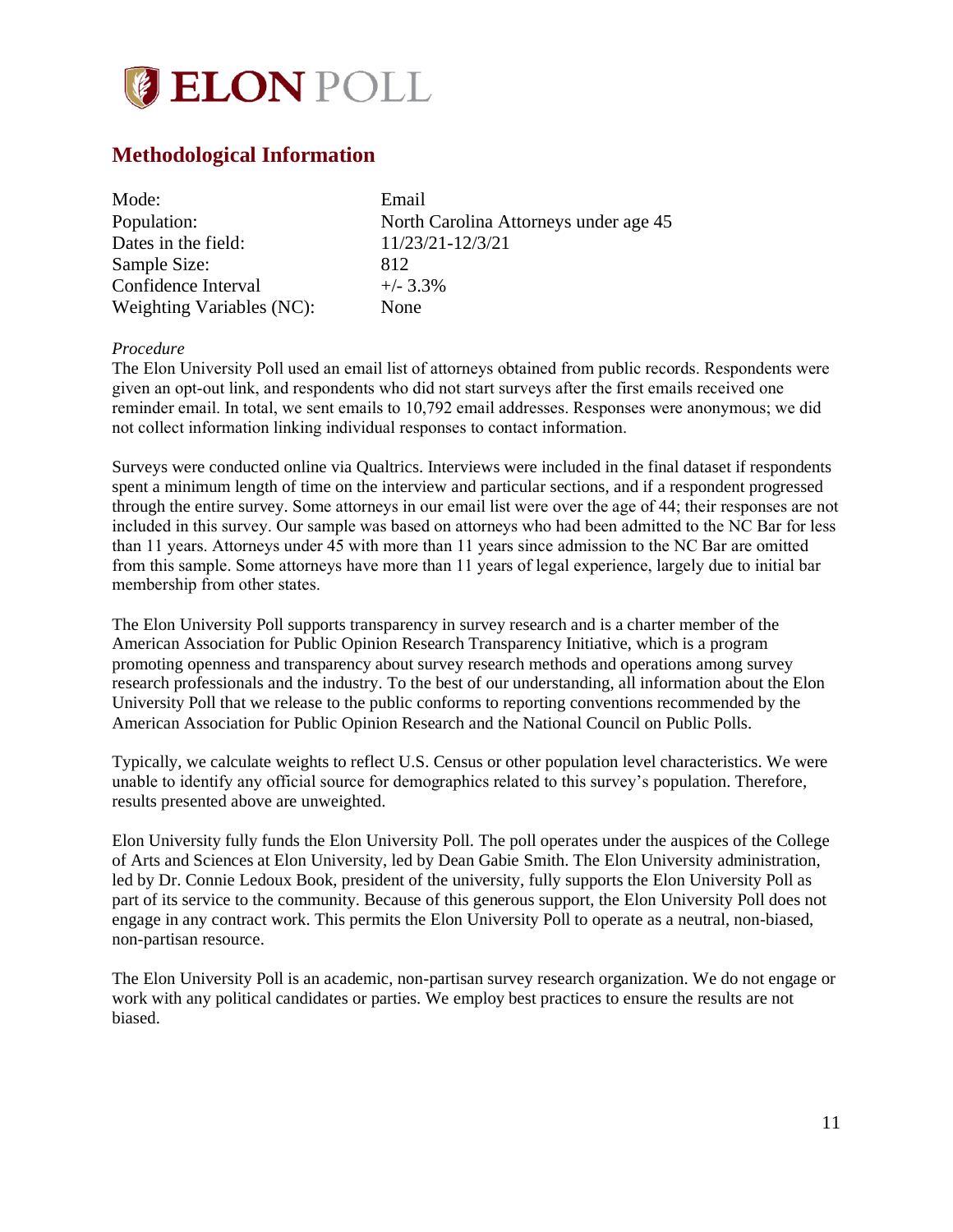# ELON POLL

## Methodological Information

| | |
|---|---|
| Mode: | Email |
| Population: | North Carolina Attorneys under age 45 |
| Dates in the field: | 11/23/21-12/3/21 |
| Sample Size: | 812 |
| Confidence Interval | +/- 3.3% |
| Weighting Variables (NC): | None |

*Procedure*

The Elon University Poll used an email list of attorneys obtained from public records. Respondents were given an opt-out link, and respondents who did not start surveys after the first emails received one reminder email. In total, we sent emails to 10,792 email addresses. Responses were anonymous; we did not collect information linking individual responses to contact information.

Surveys were conducted online via Qualtrics. Interviews were included in the final dataset if respondents spent a minimum length of time on the interview and particular sections, and if a respondent progressed through the entire survey. Some attorneys in our email list were over the age of 44; their responses are not included in this survey. Our sample was based on attorneys who had been admitted to the NC Bar for less than 11 years. Attorneys under 45 with more than 11 years since admission to the NC Bar are omitted from this sample. Some attorneys have more than 11 years of legal experience, largely due to initial bar membership from other states.

The Elon University Poll supports transparency in survey research and is a charter member of the American Association for Public Opinion Research Transparency Initiative, which is a program promoting openness and transparency about survey research methods and operations among survey research professionals and the industry. To the best of our understanding, all information about the Elon University Poll that we release to the public conforms to reporting conventions recommended by the American Association for Public Opinion Research and the National Council on Public Polls.

Typically, we calculate weights to reflect U.S. Census or other population level characteristics. We were unable to identify any official source for demographics related to this survey's population. Therefore, results presented above are unweighted.

Elon University fully funds the Elon University Poll. The poll operates under the auspices of the College of Arts and Sciences at Elon University, led by Dean Gabie Smith. The Elon University administration, led by Dr. Connie Ledoux Book, president of the university, fully supports the Elon University Poll as part of its service to the community. Because of this generous support, the Elon University Poll does not engage in any contract work. This permits the Elon University Poll to operate as a neutral, non-biased, non-partisan resource.

The Elon University Poll is an academic, non-partisan survey research organization. We do not engage or work with any political candidates or parties. We employ best practices to ensure the results are not biased.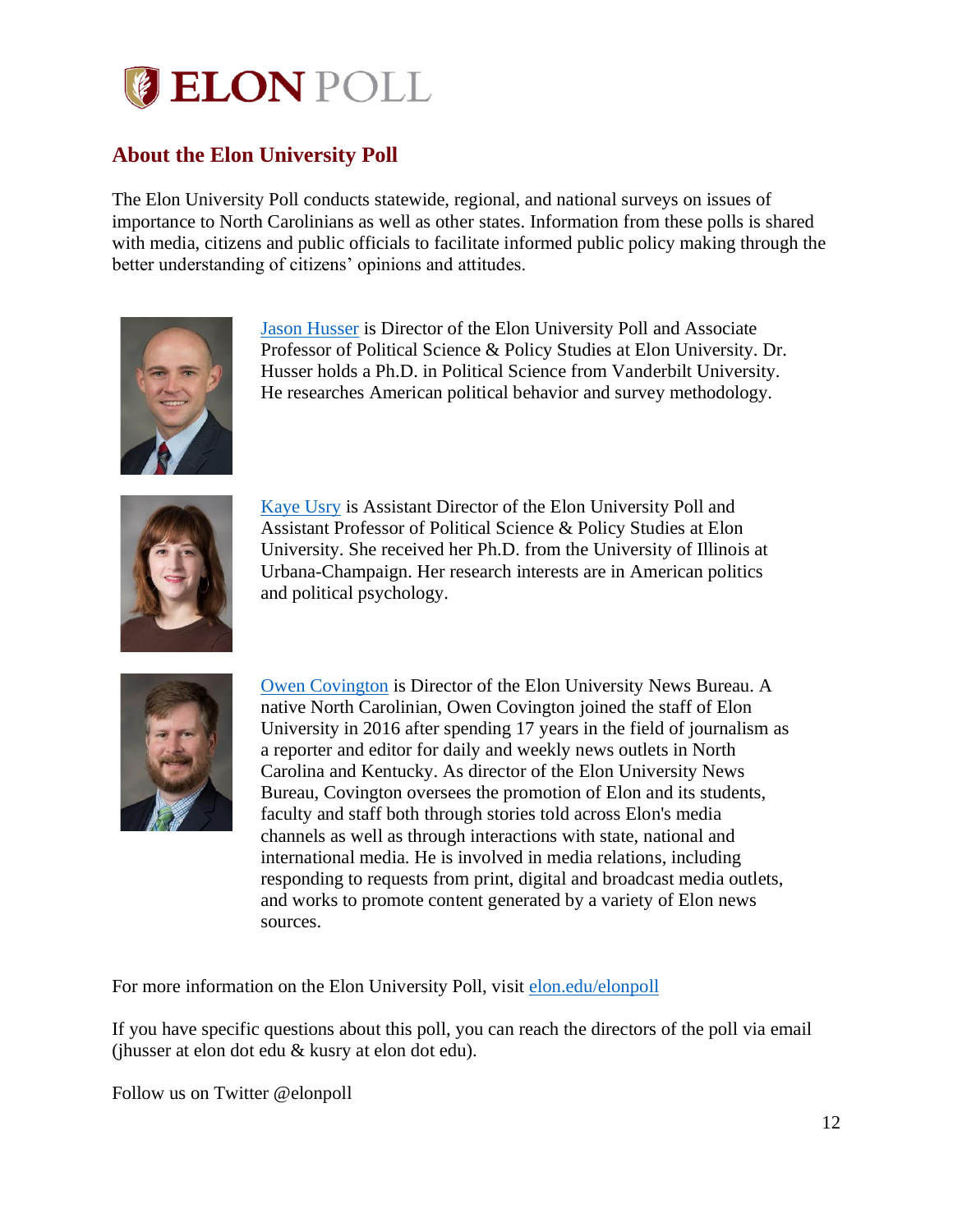# ELON POLL

## About the Elon University Poll

The Elon University Poll conducts statewide, regional, and national surveys on issues of importance to North Carolinians as well as other states. Information from these polls is shared with media, citizens and public officials to facilitate informed public policy making through the better understanding of citizens' opinions and attitudes.

Jason Husser is Director of the Elon University Poll and Associate Professor of Political Science & Policy Studies at Elon University. Dr. Husser holds a Ph.D. in Political Science from Vanderbilt University. He researches American political behavior and survey methodology.

Kaye Usry is Assistant Director of the Elon University Poll and Assistant Professor of Political Science & Policy Studies at Elon University. She received her Ph.D. from the University of Illinois at Urbana-Champaign. Her research interests are in American politics and political psychology.

Owen Covington is Director of the Elon University News Bureau. A native North Carolinian, Owen Covington joined the staff of Elon University in 2016 after spending 17 years in the field of journalism as a reporter and editor for daily and weekly news outlets in North Carolina and Kentucky. As director of the Elon University News Bureau, Covington oversees the promotion of Elon and its students, faculty and staff both through stories told across Elon's media channels as well as through interactions with state, national and international media. He is involved in media relations, including responding to requests from print, digital and broadcast media outlets, and works to promote content generated by a variety of Elon news sources.

For more information on the Elon University Poll, visit elon.edu/elonpoll

If you have specific questions about this poll, you can reach the directors of the poll via email (jhusser at elon dot edu & kusry at elon dot edu).

Follow us on Twitter @elonpoll